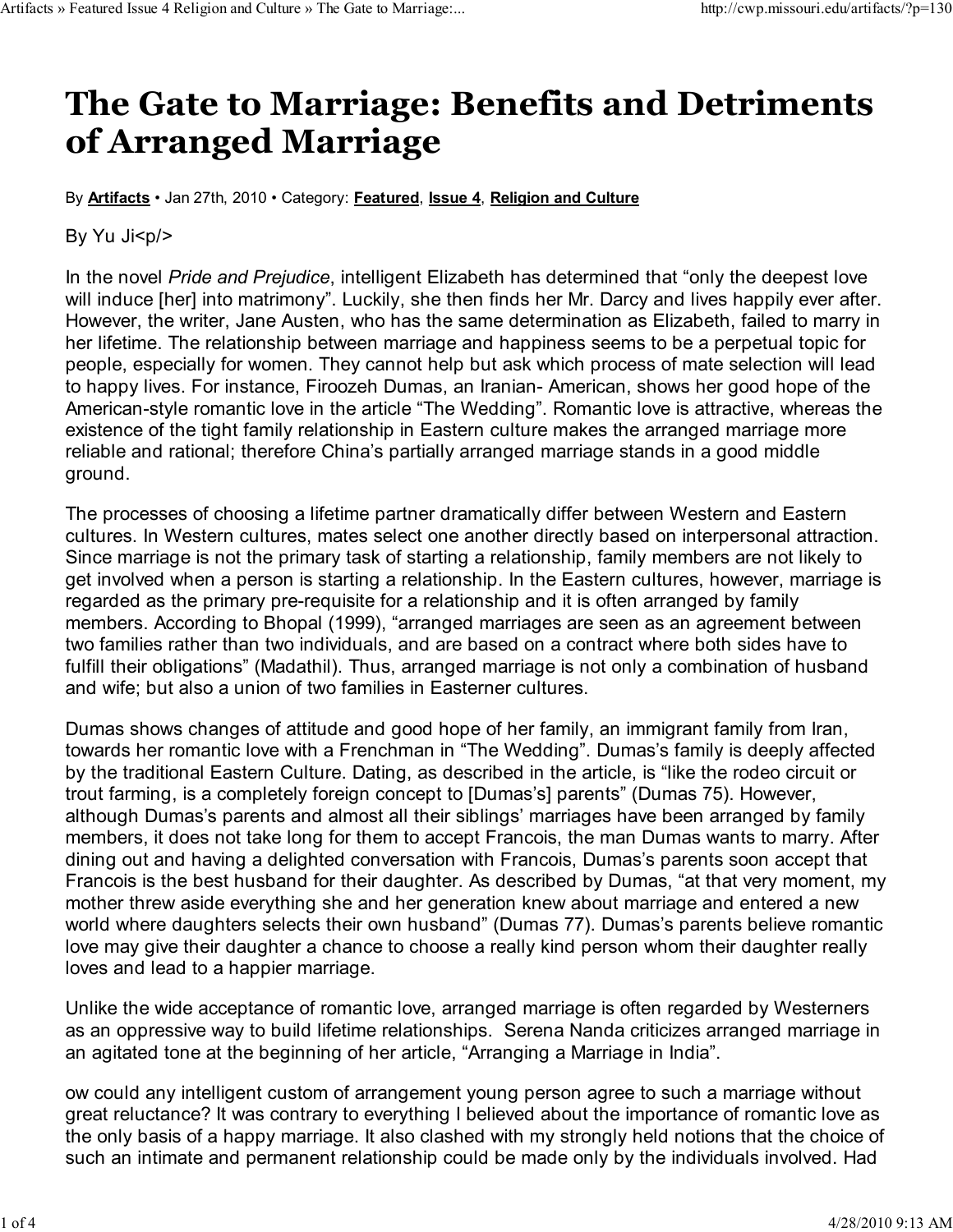# The Gate to Marriage: Benefits and Detriments of Arranged Marriage

By **Artifacts** • Jan 27th, 2010 • Category: **Featured**, **Issue 4**, **Religion and Culture**

By Yu Ji<p/>

In the novel *Pride and Prejudice*, intelligent Elizabeth has determined that "only the deepest love will induce [her] into matrimony". Luckily, she then finds her Mr. Darcy and lives happily ever after. However, the writer, Jane Austen, who has the same determination as Elizabeth, failed to marry in her lifetime. The relationship between marriage and happiness seems to be a perpetual topic for people, especially for women. They cannot help but ask which process of mate selection will lead to happy lives. For instance, Firoozeh Dumas, an Iranian- American, shows her good hope of the American-style romantic love in the article "The Wedding". Romantic love is attractive, whereas the existence of the tight family relationship in Eastern culture makes the arranged marriage more reliable and rational; therefore China's partially arranged marriage stands in a good middle ground.

The processes of choosing a lifetime partner dramatically differ between Western and Eastern cultures. In Western cultures, mates select one another directly based on interpersonal attraction. Since marriage is not the primary task of starting a relationship, family members are not likely to get involved when a person is starting a relationship. In the Eastern cultures, however, marriage is regarded as the primary pre-requisite for a relationship and it is often arranged by family members. According to Bhopal (1999), "arranged marriages are seen as an agreement between two families rather than two individuals, and are based on a contract where both sides have to fulfill their obligations" (Madathil). Thus, arranged marriage is not only a combination of husband and wife; but also a union of two families in Easterner cultures.

Dumas shows changes of attitude and good hope of her family, an immigrant family from Iran, towards her romantic love with a Frenchman in "The Wedding". Dumas's family is deeply affected by the traditional Eastern Culture. Dating, as described in the article, is "like the rodeo circuit or trout farming, is a completely foreign concept to [Dumas's] parents" (Dumas 75). However, although Dumas's parents and almost all their siblings' marriages have been arranged by family members, it does not take long for them to accept Francois, the man Dumas wants to marry. After dining out and having a delighted conversation with Francois, Dumas's parents soon accept that Francois is the best husband for their daughter. As described by Dumas, "at that very moment, my mother threw aside everything she and her generation knew about marriage and entered a new world where daughters selects their own husband" (Dumas 77). Dumas's parents believe romantic love may give their daughter a chance to choose a really kind person whom their daughter really loves and lead to a happier marriage.

Unlike the wide acceptance of romantic love, arranged marriage is often regarded by Westerners as an oppressive way to build lifetime relationships. Serena Nanda criticizes arranged marriage in an agitated tone at the beginning of her article, "Arranging a Marriage in India".

ow could any intelligent custom of arrangement young person agree to such a marriage without great reluctance? It was contrary to everything I believed about the importance of romantic love as the only basis of a happy marriage. It also clashed with my strongly held notions that the choice of such an intimate and permanent relationship could be made only by the individuals involved. Had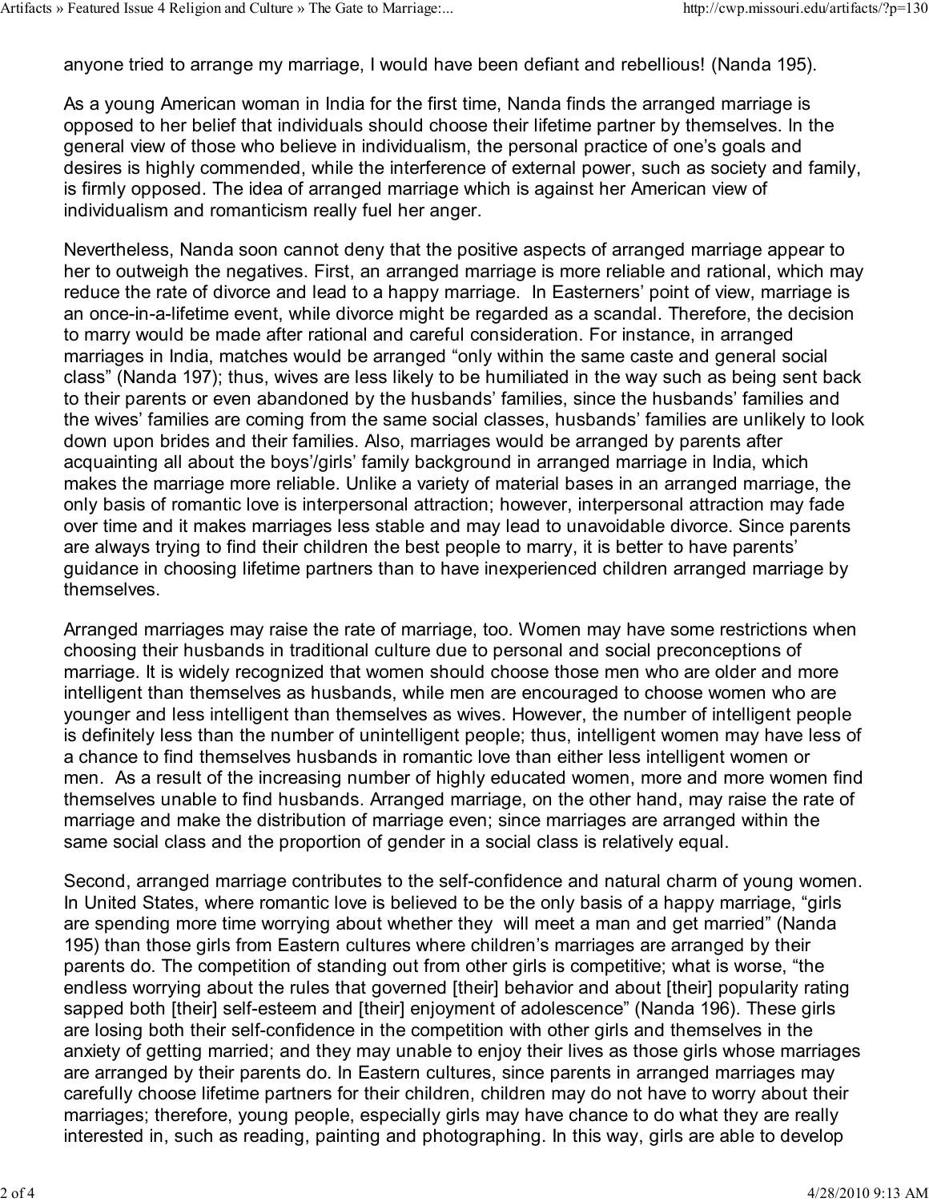anyone tried to arrange my marriage, I would have been defiant and rebellious! (Nanda 195).

As a young American woman in India for the first time, Nanda finds the arranged marriage is opposed to her belief that individuals should choose their lifetime partner by themselves. In the general view of those who believe in individualism, the personal practice of one's goals and desires is highly commended, while the interference of external power, such as society and family, is firmly opposed. The idea of arranged marriage which is against her American view of individualism and romanticism really fuel her anger.

Nevertheless, Nanda soon cannot deny that the positive aspects of arranged marriage appear to her to outweigh the negatives. First, an arranged marriage is more reliable and rational, which may reduce the rate of divorce and lead to a happy marriage. In Easterners' point of view, marriage is an once-in-a-lifetime event, while divorce might be regarded as a scandal. Therefore, the decision to marry would be made after rational and careful consideration. For instance, in arranged marriages in India, matches would be arranged "only within the same caste and general social class" (Nanda 197); thus, wives are less likely to be humiliated in the way such as being sent back to their parents or even abandoned by the husbands' families, since the husbands' families and the wives' families are coming from the same social classes, husbands' families are unlikely to look down upon brides and their families. Also, marriages would be arranged by parents after acquainting all about the boys'/girls' family background in arranged marriage in India, which makes the marriage more reliable. Unlike a variety of material bases in an arranged marriage, the only basis of romantic love is interpersonal attraction; however, interpersonal attraction may fade over time and it makes marriages less stable and may lead to unavoidable divorce. Since parents are always trying to find their children the best people to marry, it is better to have parents' guidance in choosing lifetime partners than to have inexperienced children arranged marriage by themselves.

Arranged marriages may raise the rate of marriage, too. Women may have some restrictions when choosing their husbands in traditional culture due to personal and social preconceptions of marriage. It is widely recognized that women should choose those men who are older and more intelligent than themselves as husbands, while men are encouraged to choose women who are younger and less intelligent than themselves as wives. However, the number of intelligent people is definitely less than the number of unintelligent people; thus, intelligent women may have less of a chance to find themselves husbands in romantic love than either less intelligent women or men. As a result of the increasing number of highly educated women, more and more women find themselves unable to find husbands. Arranged marriage, on the other hand, may raise the rate of marriage and make the distribution of marriage even; since marriages are arranged within the same social class and the proportion of gender in a social class is relatively equal.

Second, arranged marriage contributes to the self-confidence and natural charm of young women. In United States, where romantic love is believed to be the only basis of a happy marriage, "girls are spending more time worrying about whether they will meet a man and get married" (Nanda 195) than those girls from Eastern cultures where children's marriages are arranged by their parents do. The competition of standing out from other girls is competitive; what is worse, "the endless worrying about the rules that governed [their] behavior and about [their] popularity rating sapped both [their] self-esteem and [their] enjoyment of adolescence" (Nanda 196). These girls are losing both their self-confidence in the competition with other girls and themselves in the anxiety of getting married; and they may unable to enjoy their lives as those girls whose marriages are arranged by their parents do. In Eastern cultures, since parents in arranged marriages may carefully choose lifetime partners for their children, children may do not have to worry about their marriages; therefore, young people, especially girls may have chance to do what they are really interested in, such as reading, painting and photographing. In this way, girls are able to develop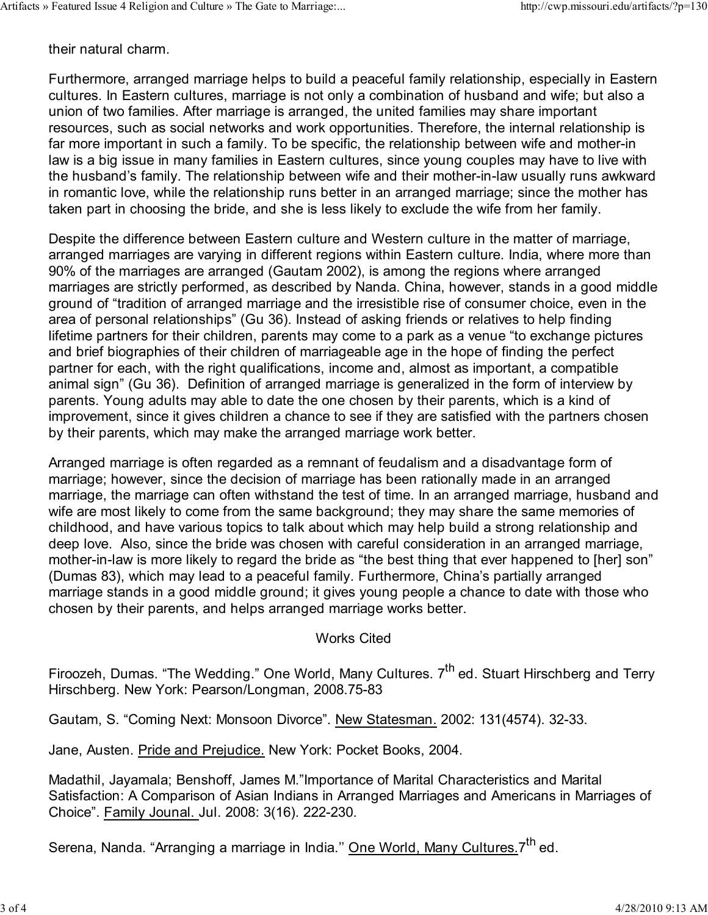their natural charm.

Furthermore, arranged marriage helps to build a peaceful family relationship, especially in Eastern cultures. In Eastern cultures, marriage is not only a combination of husband and wife; but also a union of two families. After marriage is arranged, the united families may share important resources, such as social networks and work opportunities. Therefore, the internal relationship is far more important in such a family. To be specific, the relationship between wife and mother-in law is a big issue in many families in Eastern cultures, since young couples may have to live with the husband's family. The relationship between wife and their mother-in-law usually runs awkward in romantic love, while the relationship runs better in an arranged marriage; since the mother has taken part in choosing the bride, and she is less likely to exclude the wife from her family.

Despite the difference between Eastern culture and Western culture in the matter of marriage, arranged marriages are varying in different regions within Eastern culture. India, where more than 90% of the marriages are arranged (Gautam 2002), is among the regions where arranged marriages are strictly performed, as described by Nanda. China, however, stands in a good middle ground of "tradition of arranged marriage and the irresistible rise of consumer choice, even in the area of personal relationships" (Gu 36). Instead of asking friends or relatives to help finding lifetime partners for their children, parents may come to a park as a venue "to exchange pictures and brief biographies of their children of marriageable age in the hope of finding the perfect partner for each, with the right qualifications, income and, almost as important, a compatible animal sign" (Gu 36). Definition of arranged marriage is generalized in the form of interview by parents. Young adults may able to date the one chosen by their parents, which is a kind of improvement, since it gives children a chance to see if they are satisfied with the partners chosen by their parents, which may make the arranged marriage work better.

Arranged marriage is often regarded as a remnant of feudalism and a disadvantage form of marriage; however, since the decision of marriage has been rationally made in an arranged marriage, the marriage can often withstand the test of time. In an arranged marriage, husband and wife are most likely to come from the same background; they may share the same memories of childhood, and have various topics to talk about which may help build a strong relationship and deep love. Also, since the bride was chosen with careful consideration in an arranged marriage, mother-in-law is more likely to regard the bride as "the best thing that ever happened to [her] son" (Dumas 83), which may lead to a peaceful family. Furthermore, China's partially arranged marriage stands in a good middle ground; it gives young people a chance to date with those who chosen by their parents, and helps arranged marriage works better.

## Works Cited

Firoozeh, Dumas. "The Wedding." One World, Many Cultures. 7th ed. Stuart Hirschberg and Terry Hirschberg. New York: Pearson/Longman, 2008.75-83

Gautam, S. "Coming Next: Monsoon Divorce". New Statesman. 2002: 131(4574). 32-33.

Jane, Austen. Pride and Prejudice. New York: Pocket Books, 2004.

Madathil, Jayamala; Benshoff, James M."Importance of Marital Characteristics and Marital Satisfaction: A Comparison of Asian Indians in Arranged Marriages and Americans in Marriages of Choice". Family Jounal. Jul. 2008: 3(16). 222-230.

Serena, Nanda. "Arranging a marriage in India.'' One World, Many Cultures.7th ed.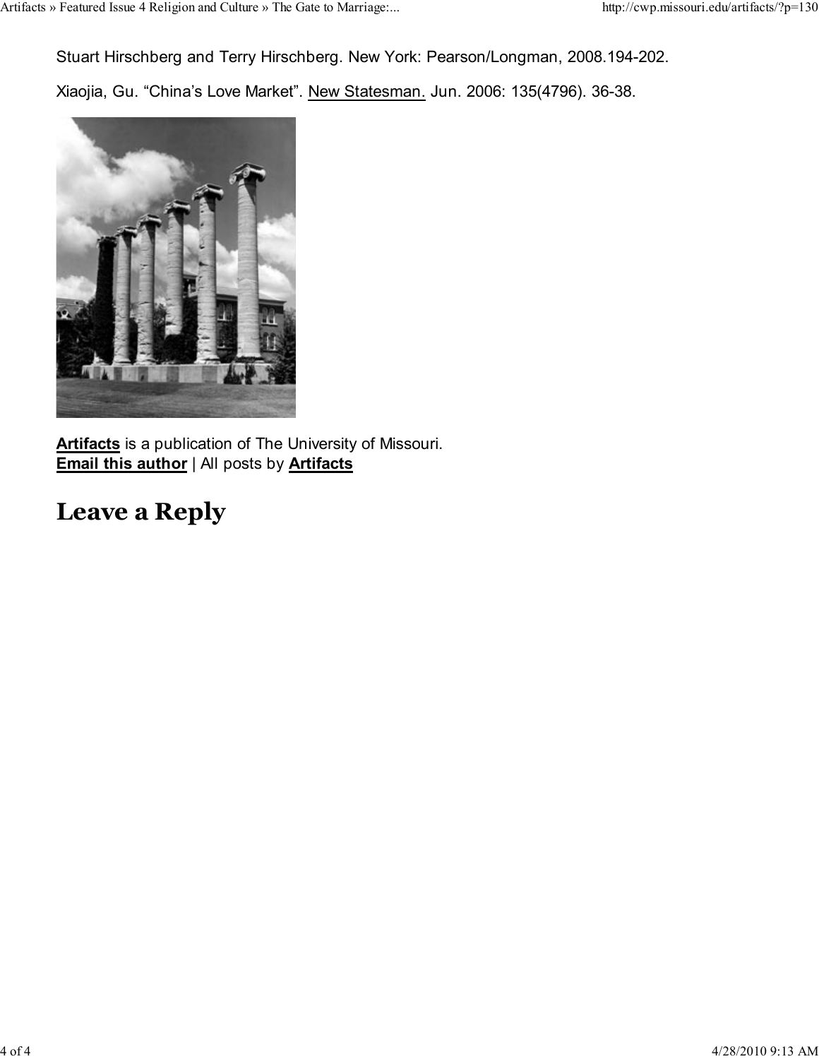Stuart Hirschberg and Terry Hirschberg. New York: Pearson/Longman, 2008.194-202.

Xiaojia, Gu. “China’s Love Market”. New Statesman. Jun. 2006: 135(4796). 36-38.

**Artifacts** is a publication of The University of Missouri.
**Email this author** | All posts by **Artifacts**

# Leave a Reply